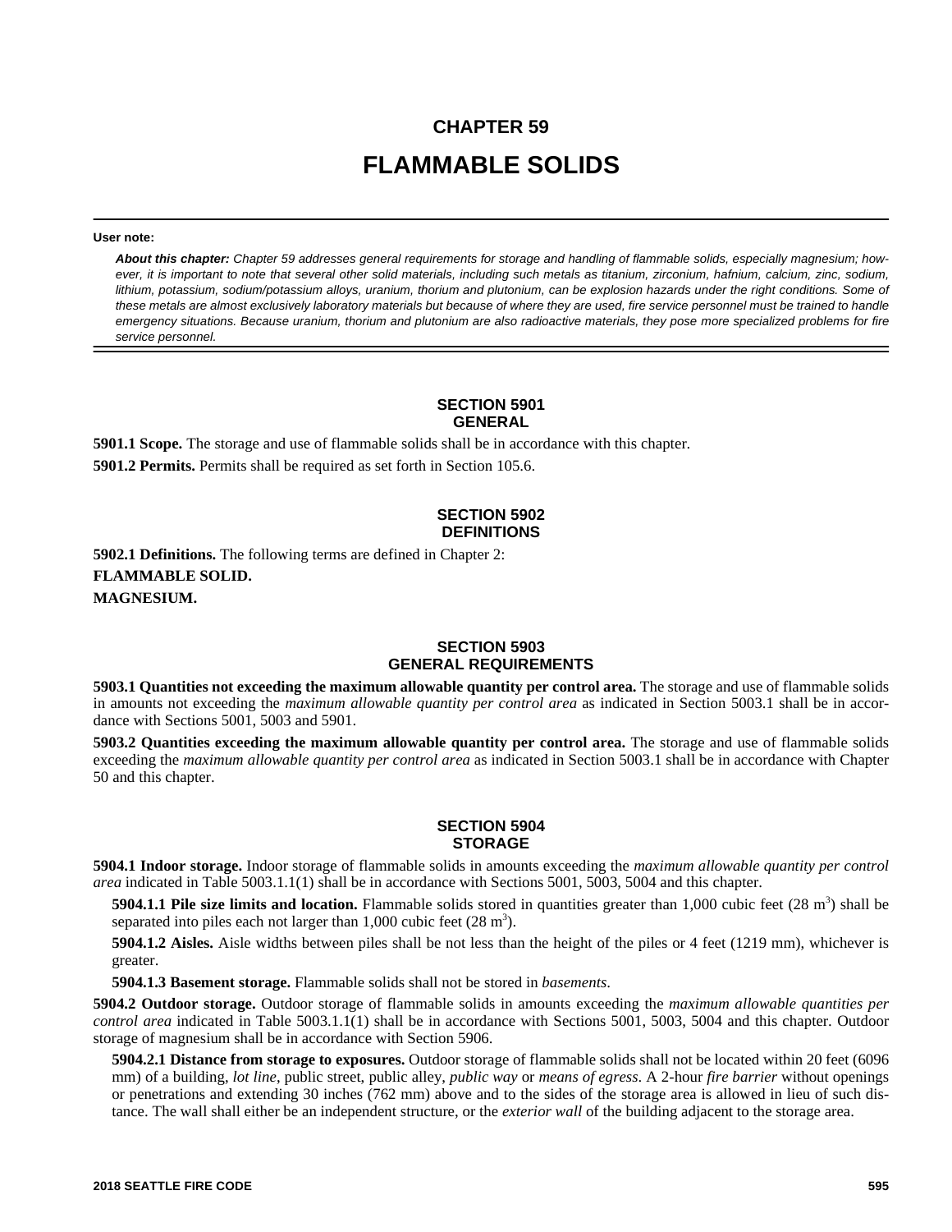# CHAPTER 59

# FLAMMABLE SOLIDS

**User note:**

***About this chapter:*** *Chapter 59 addresses general requirements for storage and handling of flammable solids, especially magnesium; however, it is important to note that several other solid materials, including such metals as titanium, zirconium, hafnium, calcium, zinc, sodium, lithium, potassium, sodium/potassium alloys, uranium, thorium and plutonium, can be explosion hazards under the right conditions. Some of these metals are almost exclusively laboratory materials but because of where they are used, fire service personnel must be trained to handle emergency situations. Because uranium, thorium and plutonium are also radioactive materials, they pose more specialized problems for fire service personnel.*

## SECTION 5901 GENERAL

**5901.1 Scope.** The storage and use of flammable solids shall be in accordance with this chapter.

**5901.2 Permits.** Permits shall be required as set forth in Section 105.6.

## SECTION 5902 DEFINITIONS

**5902.1 Definitions.** The following terms are defined in Chapter 2:

**FLAMMABLE SOLID.**

**MAGNESIUM.**

## SECTION 5903 GENERAL REQUIREMENTS

**5903.1 Quantities not exceeding the maximum allowable quantity per control area.** The storage and use of flammable solids in amounts not exceeding the *maximum allowable quantity per control area* as indicated in Section 5003.1 shall be in accordance with Sections 5001, 5003 and 5901.

**5903.2 Quantities exceeding the maximum allowable quantity per control area.** The storage and use of flammable solids exceeding the *maximum allowable quantity per control area* as indicated in Section 5003.1 shall be in accordance with Chapter 50 and this chapter.

## SECTION 5904 STORAGE

**5904.1 Indoor storage.** Indoor storage of flammable solids in amounts exceeding the *maximum allowable quantity per control area* indicated in Table 5003.1.1(1) shall be in accordance with Sections 5001, 5003, 5004 and this chapter.

**5904.1.1 Pile size limits and location.** Flammable solids stored in quantities greater than 1,000 cubic feet (28 $m^3$) shall be separated into piles each not larger than 1,000 cubic feet (28 $m^3$).

**5904.1.2 Aisles.** Aisle widths between piles shall be not less than the height of the piles or 4 feet (1219 mm), whichever is greater.

**5904.1.3 Basement storage.** Flammable solids shall not be stored in *basements*.

**5904.2 Outdoor storage.** Outdoor storage of flammable solids in amounts exceeding the *maximum allowable quantities per control area* indicated in Table 5003.1.1(1) shall be in accordance with Sections 5001, 5003, 5004 and this chapter. Outdoor storage of magnesium shall be in accordance with Section 5906.

**5904.2.1 Distance from storage to exposures.** Outdoor storage of flammable solids shall not be located within 20 feet (6096 mm) of a building, *lot line*, public street, public alley, *public way* or *means of egress*. A 2-hour *fire barrier* without openings or penetrations and extending 30 inches (762 mm) above and to the sides of the storage area is allowed in lieu of such distance. The wall shall either be an independent structure, or the *exterior wall* of the building adjacent to the storage area.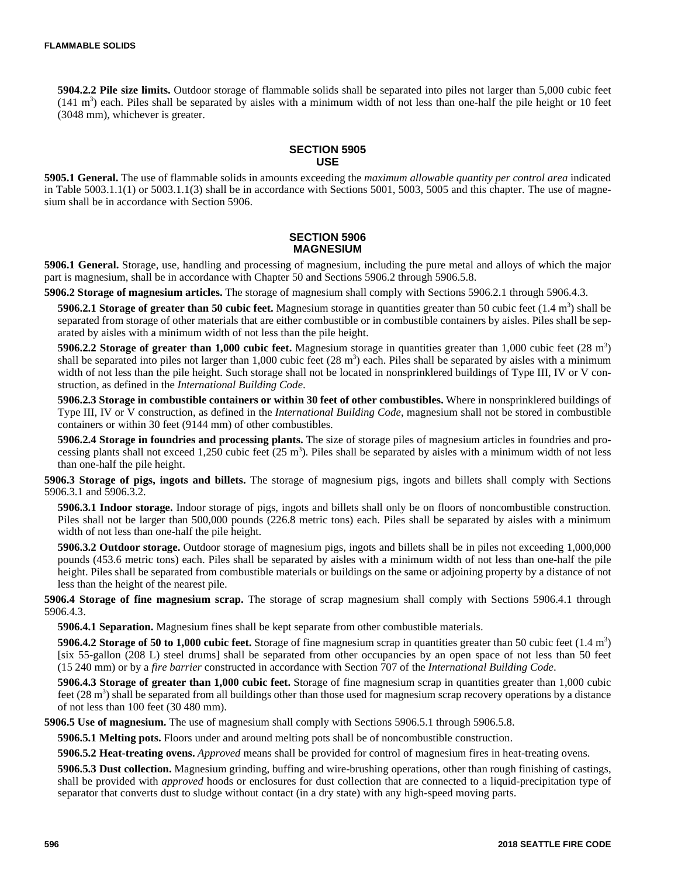**5904.2.2 Pile size limits.** Outdoor storage of flammable solids shall be separated into piles not larger than 5,000 cubic feet (141 $m^3$) each. Piles shall be separated by aisles with a minimum width of not less than one-half the pile height or 10 feet (3048 mm), whichever is greater.

## SECTION 5905 USE

**5905.1 General.** The use of flammable solids in amounts exceeding the *maximum allowable quantity per control area* indicated in Table 5003.1.1(1) or 5003.1.1(3) shall be in accordance with Sections 5001, 5003, 5005 and this chapter. The use of magnesium shall be in accordance with Section 5906.

## SECTION 5906 MAGNESIUM

**5906.1 General.** Storage, use, handling and processing of magnesium, including the pure metal and alloys of which the major part is magnesium, shall be in accordance with Chapter 50 and Sections 5906.2 through 5906.5.8.

**5906.2 Storage of magnesium articles.** The storage of magnesium shall comply with Sections 5906.2.1 through 5906.4.3.

**5906.2.1 Storage of greater than 50 cubic feet.** Magnesium storage in quantities greater than 50 cubic feet (1.4 $m^3$) shall be separated from storage of other materials that are either combustible or in combustible containers by aisles. Piles shall be separated by aisles with a minimum width of not less than the pile height.

**5906.2.2 Storage of greater than 1,000 cubic feet.** Magnesium storage in quantities greater than 1,000 cubic feet (28 $m^3$) shall be separated into piles not larger than 1,000 cubic feet (28 $m^3$) each. Piles shall be separated by aisles with a minimum width of not less than the pile height. Such storage shall not be located in nonsprinklered buildings of Type III, IV or V construction, as defined in the *International Building Code*.

**5906.2.3 Storage in combustible containers or within 30 feet of other combustibles.** Where in nonsprinklered buildings of Type III, IV or V construction, as defined in the *International Building Code*, magnesium shall not be stored in combustible containers or within 30 feet (9144 mm) of other combustibles.

**5906.2.4 Storage in foundries and processing plants.** The size of storage piles of magnesium articles in foundries and processing plants shall not exceed 1,250 cubic feet (25 $m^3$). Piles shall be separated by aisles with a minimum width of not less than one-half the pile height.

**5906.3 Storage of pigs, ingots and billets.** The storage of magnesium pigs, ingots and billets shall comply with Sections 5906.3.1 and 5906.3.2.

**5906.3.1 Indoor storage.** Indoor storage of pigs, ingots and billets shall only be on floors of noncombustible construction. Piles shall not be larger than 500,000 pounds (226.8 metric tons) each. Piles shall be separated by aisles with a minimum width of not less than one-half the pile height.

**5906.3.2 Outdoor storage.** Outdoor storage of magnesium pigs, ingots and billets shall be in piles not exceeding 1,000,000 pounds (453.6 metric tons) each. Piles shall be separated by aisles with a minimum width of not less than one-half the pile height. Piles shall be separated from combustible materials or buildings on the same or adjoining property by a distance of not less than the height of the nearest pile.

**5906.4 Storage of fine magnesium scrap.** The storage of scrap magnesium shall comply with Sections 5906.4.1 through 5906.4.3.

**5906.4.1 Separation.** Magnesium fines shall be kept separate from other combustible materials.

**5906.4.2 Storage of 50 to 1,000 cubic feet.** Storage of fine magnesium scrap in quantities greater than 50 cubic feet (1.4 $m^3$) [six 55-gallon (208 L) steel drums] shall be separated from other occupancies by an open space of not less than 50 feet (15 240 mm) or by a *fire barrier* constructed in accordance with Section 707 of the *International Building Code*.

**5906.4.3 Storage of greater than 1,000 cubic feet.** Storage of fine magnesium scrap in quantities greater than 1,000 cubic feet (28 $m^3$) shall be separated from all buildings other than those used for magnesium scrap recovery operations by a distance of not less than 100 feet (30 480 mm).

**5906.5 Use of magnesium.** The use of magnesium shall comply with Sections 5906.5.1 through 5906.5.8.

**5906.5.1 Melting pots.** Floors under and around melting pots shall be of noncombustible construction.

**5906.5.2 Heat-treating ovens.** *Approved* means shall be provided for control of magnesium fires in heat-treating ovens.

**5906.5.3 Dust collection.** Magnesium grinding, buffing and wire-brushing operations, other than rough finishing of castings, shall be provided with *approved* hoods or enclosures for dust collection that are connected to a liquid-precipitation type of separator that converts dust to sludge without contact (in a dry state) with any high-speed moving parts.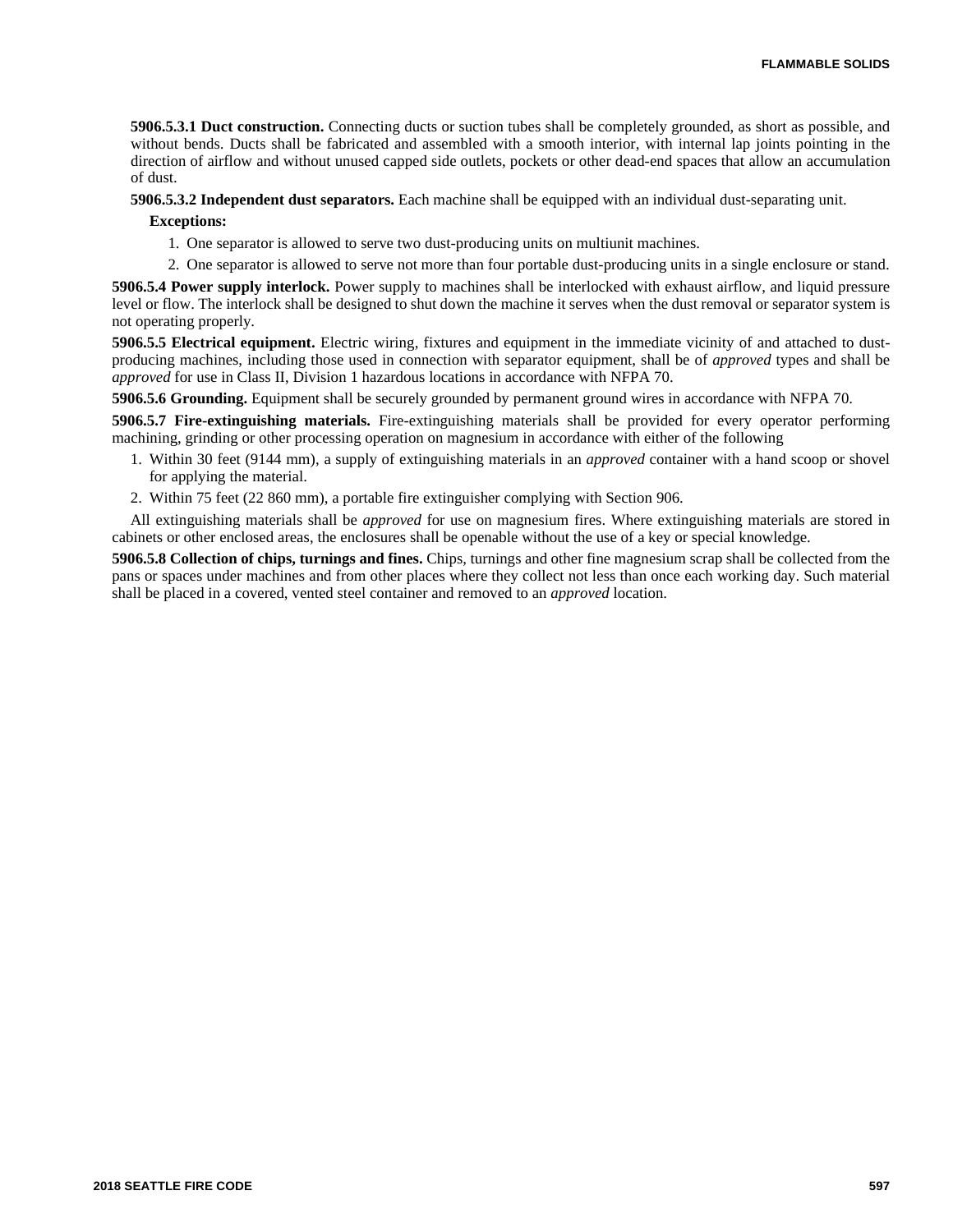**5906.5.3.1 Duct construction.** Connecting ducts or suction tubes shall be completely grounded, as short as possible, and without bends. Ducts shall be fabricated and assembled with a smooth interior, with internal lap joints pointing in the direction of airflow and without unused capped side outlets, pockets or other dead-end spaces that allow an accumulation of dust.

**5906.5.3.2 Independent dust separators.** Each machine shall be equipped with an individual dust-separating unit.

**Exceptions:**

1. One separator is allowed to serve two dust-producing units on multiunit machines.
2. One separator is allowed to serve not more than four portable dust-producing units in a single enclosure or stand.

**5906.5.4 Power supply interlock.** Power supply to machines shall be interlocked with exhaust airflow, and liquid pressure level or flow. The interlock shall be designed to shut down the machine it serves when the dust removal or separator system is not operating properly.

**5906.5.5 Electrical equipment.** Electric wiring, fixtures and equipment in the immediate vicinity of and attached to dust-producing machines, including those used in connection with separator equipment, shall be of *approved* types and shall be *approved* for use in Class II, Division 1 hazardous locations in accordance with NFPA 70.

**5906.5.6 Grounding.** Equipment shall be securely grounded by permanent ground wires in accordance with NFPA 70.

**5906.5.7 Fire-extinguishing materials.** Fire-extinguishing materials shall be provided for every operator performing machining, grinding or other processing operation on magnesium in accordance with either of the following

1. Within 30 feet (9144 mm), a supply of extinguishing materials in an *approved* container with a hand scoop or shovel for applying the material.
2. Within 75 feet (22 860 mm), a portable fire extinguisher complying with Section 906.

All extinguishing materials shall be *approved* for use on magnesium fires. Where extinguishing materials are stored in cabinets or other enclosed areas, the enclosures shall be openable without the use of a key or special knowledge.

**5906.5.8 Collection of chips, turnings and fines.** Chips, turnings and other fine magnesium scrap shall be collected from the pans or spaces under machines and from other places where they collect not less than once each working day. Such material shall be placed in a covered, vented steel container and removed to an *approved* location.